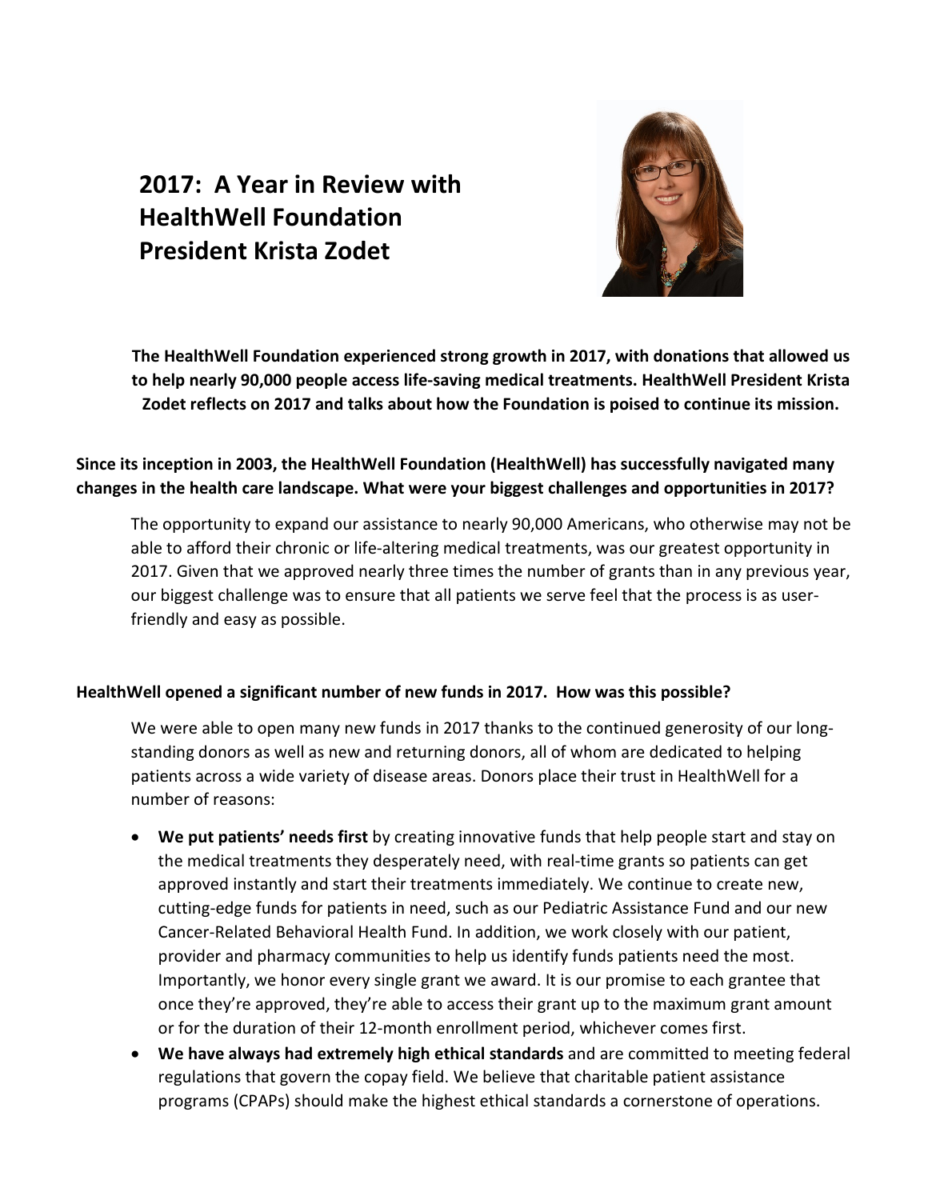# 2017: A Year in Review with HealthWell Foundation President Krista Zodet

**The HealthWell Foundation experienced strong growth in 2017, with donations that allowed us to help nearly 90,000 people access life-saving medical treatments. HealthWell President Krista Zodet reflects on 2017 and talks about how the Foundation is poised to continue its mission.**

**Since its inception in 2003, the HealthWell Foundation (HealthWell) has successfully navigated many changes in the health care landscape. What were your biggest challenges and opportunities in 2017?**

The opportunity to expand our assistance to nearly 90,000 Americans, who otherwise may not be able to afford their chronic or life-altering medical treatments, was our greatest opportunity in 2017. Given that we approved nearly three times the number of grants than in any previous year, our biggest challenge was to ensure that all patients we serve feel that the process is as user-friendly and easy as possible.

**HealthWell opened a significant number of new funds in 2017. How was this possible?**

We were able to open many new funds in 2017 thanks to the continued generosity of our long-standing donors as well as new and returning donors, all of whom are dedicated to helping patients across a wide variety of disease areas. Donors place their trust in HealthWell for a number of reasons:

- **We put patients' needs first** by creating innovative funds that help people start and stay on the medical treatments they desperately need, with real-time grants so patients can get approved instantly and start their treatments immediately. We continue to create new, cutting-edge funds for patients in need, such as our Pediatric Assistance Fund and our new Cancer-Related Behavioral Health Fund. In addition, we work closely with our patient, provider and pharmacy communities to help us identify funds patients need the most. Importantly, we honor every single grant we award. It is our promise to each grantee that once they're approved, they're able to access their grant up to the maximum grant amount or for the duration of their 12-month enrollment period, whichever comes first.
- **We have always had extremely high ethical standards** and are committed to meeting federal regulations that govern the copay field. We believe that charitable patient assistance programs (CPAPs) should make the highest ethical standards a cornerstone of operations.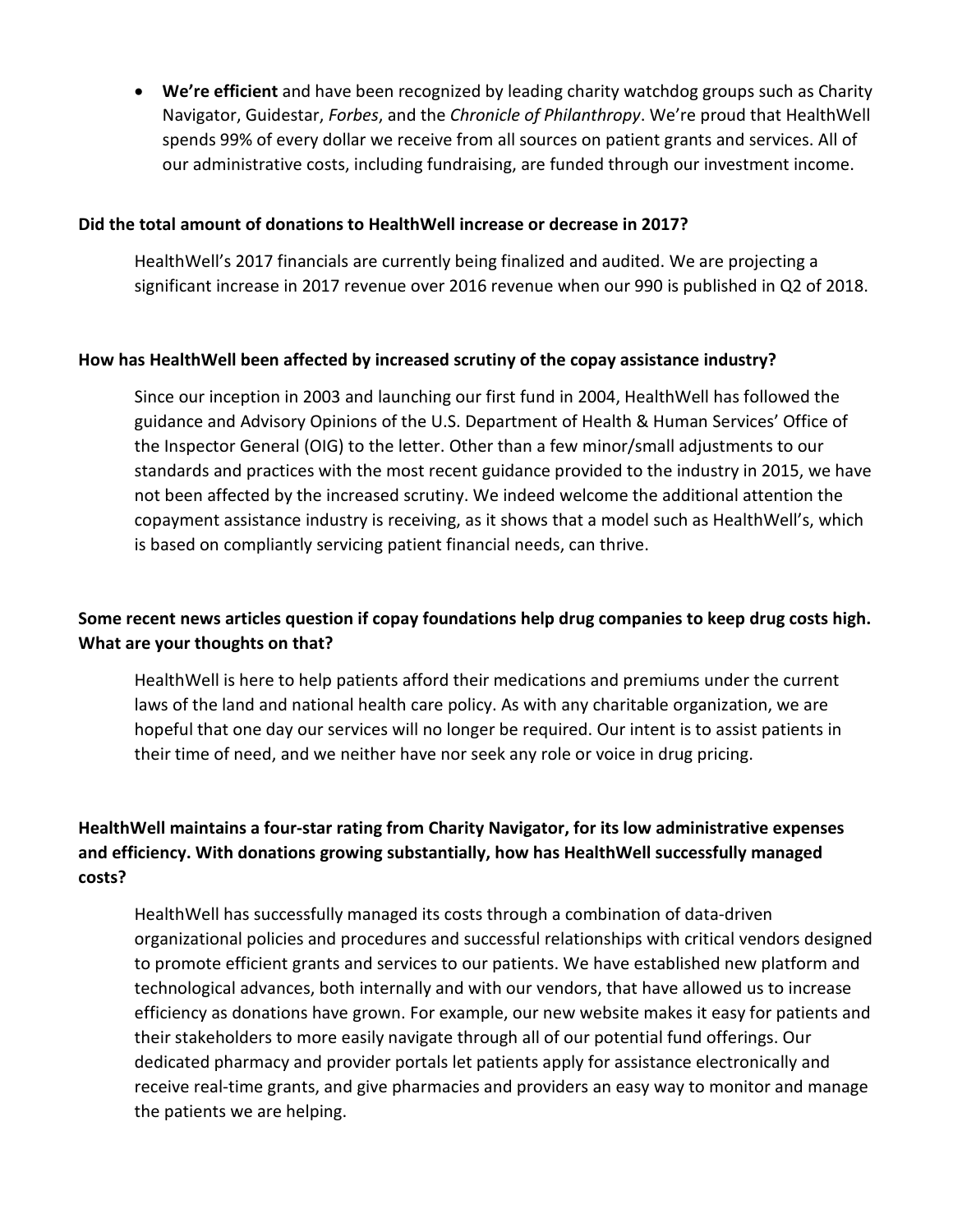- **We're efficient** and have been recognized by leading charity watchdog groups such as Charity Navigator, Guidestar, *Forbes*, and the *Chronicle of Philanthropy*. We're proud that HealthWell spends 99% of every dollar we receive from all sources on patient grants and services. All of our administrative costs, including fundraising, are funded through our investment income.

**Did the total amount of donations to HealthWell increase or decrease in 2017?**

HealthWell's 2017 financials are currently being finalized and audited. We are projecting a significant increase in 2017 revenue over 2016 revenue when our 990 is published in Q2 of 2018.

**How has HealthWell been affected by increased scrutiny of the copay assistance industry?**

Since our inception in 2003 and launching our first fund in 2004, HealthWell has followed the guidance and Advisory Opinions of the U.S. Department of Health & Human Services' Office of the Inspector General (OIG) to the letter. Other than a few minor/small adjustments to our standards and practices with the most recent guidance provided to the industry in 2015, we have not been affected by the increased scrutiny. We indeed welcome the additional attention the copayment assistance industry is receiving, as it shows that a model such as HealthWell's, which is based on compliantly servicing patient financial needs, can thrive.

**Some recent news articles question if copay foundations help drug companies to keep drug costs high. What are your thoughts on that?**

HealthWell is here to help patients afford their medications and premiums under the current laws of the land and national health care policy. As with any charitable organization, we are hopeful that one day our services will no longer be required. Our intent is to assist patients in their time of need, and we neither have nor seek any role or voice in drug pricing.

**HealthWell maintains a four-star rating from Charity Navigator, for its low administrative expenses and efficiency. With donations growing substantially, how has HealthWell successfully managed costs?**

HealthWell has successfully managed its costs through a combination of data-driven organizational policies and procedures and successful relationships with critical vendors designed to promote efficient grants and services to our patients. We have established new platform and technological advances, both internally and with our vendors, that have allowed us to increase efficiency as donations have grown. For example, our new website makes it easy for patients and their stakeholders to more easily navigate through all of our potential fund offerings. Our dedicated pharmacy and provider portals let patients apply for assistance electronically and receive real-time grants, and give pharmacies and providers an easy way to monitor and manage the patients we are helping.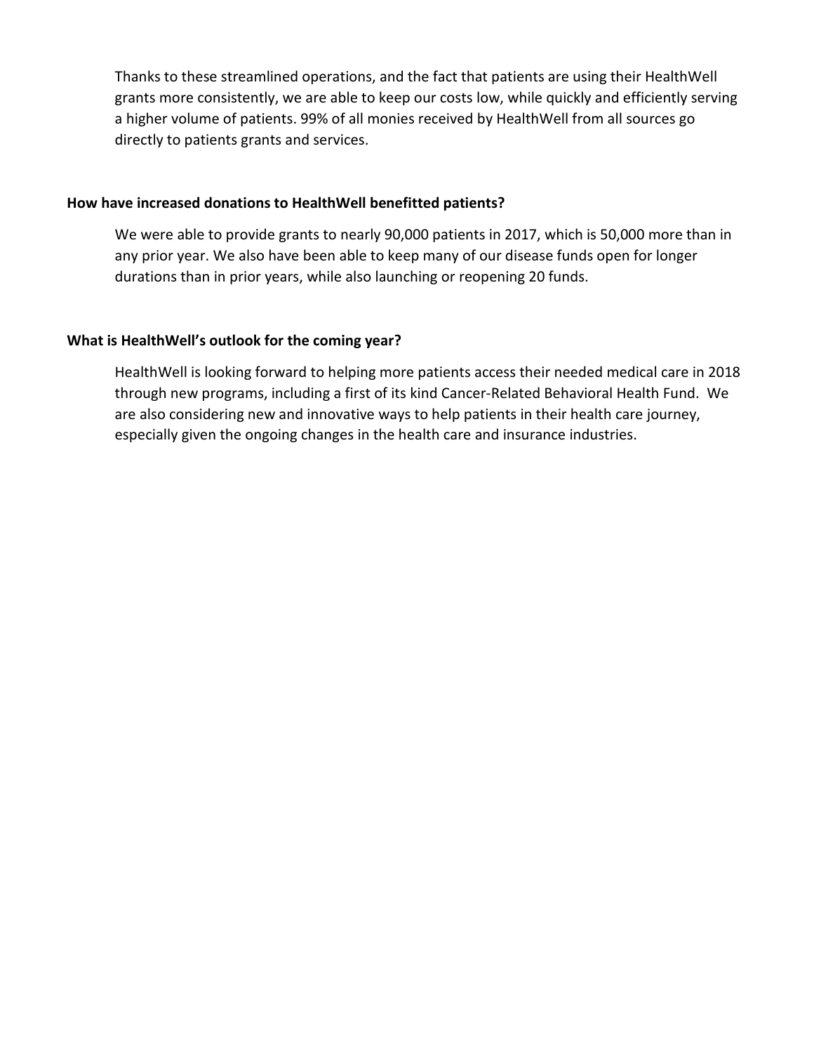Thanks to these streamlined operations, and the fact that patients are using their HealthWell grants more consistently, we are able to keep our costs low, while quickly and efficiently serving a higher volume of patients. 99% of all monies received by HealthWell from all sources go directly to patients grants and services.

**How have increased donations to HealthWell benefitted patients?**

We were able to provide grants to nearly 90,000 patients in 2017, which is 50,000 more than in any prior year. We also have been able to keep many of our disease funds open for longer durations than in prior years, while also launching or reopening 20 funds.

**What is HealthWell's outlook for the coming year?**

HealthWell is looking forward to helping more patients access their needed medical care in 2018 through new programs, including a first of its kind Cancer-Related Behavioral Health Fund. We are also considering new and innovative ways to help patients in their health care journey, especially given the ongoing changes in the health care and insurance industries.